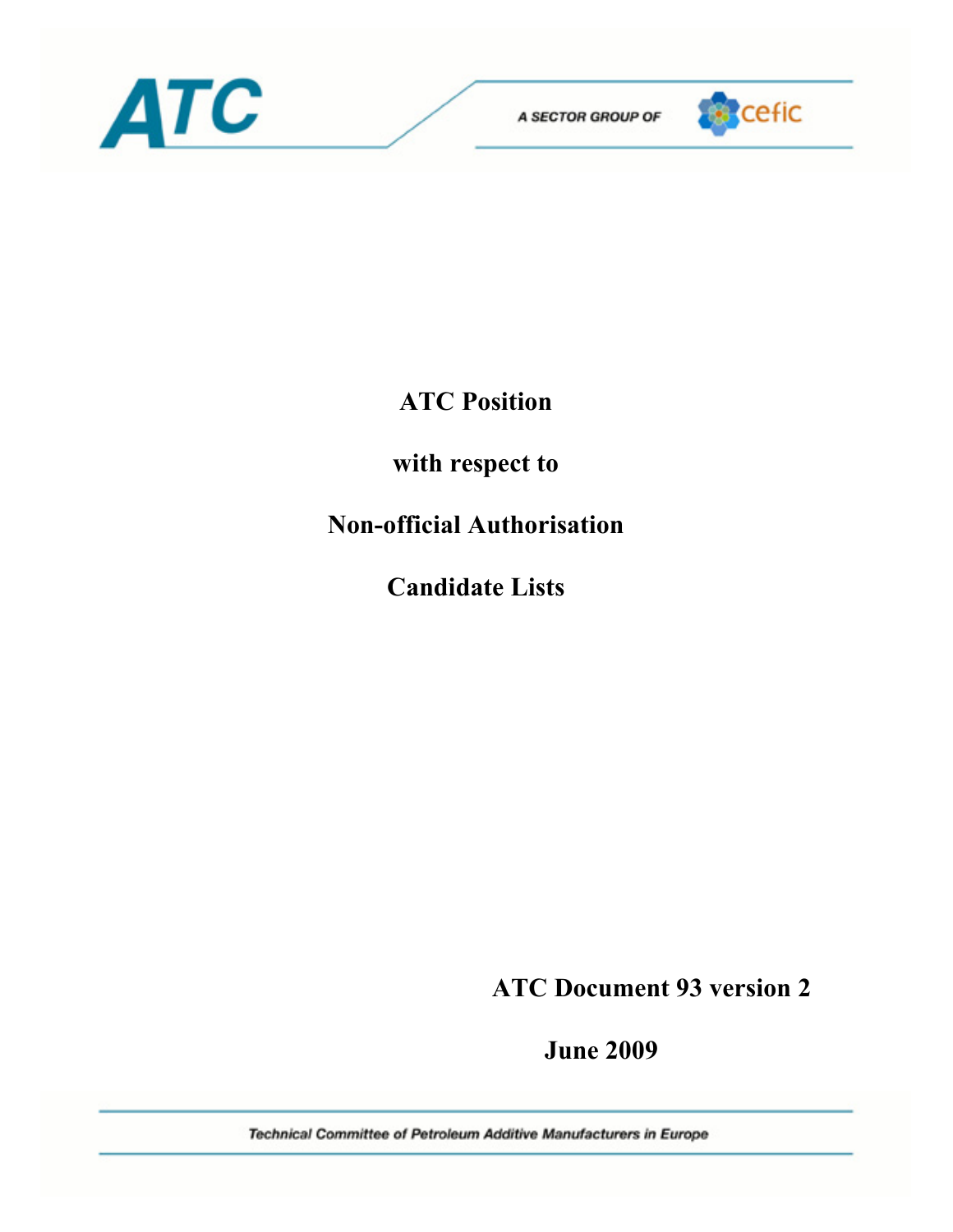ATC

A SECTOR GROUP OF cefic

# ATC Position

# with respect to

# Non-official Authorisation

# Candidate Lists

**ATC Document 93 version 2**

**June 2009**

*Technical Committee of Petroleum Additive Manufacturers in Europe*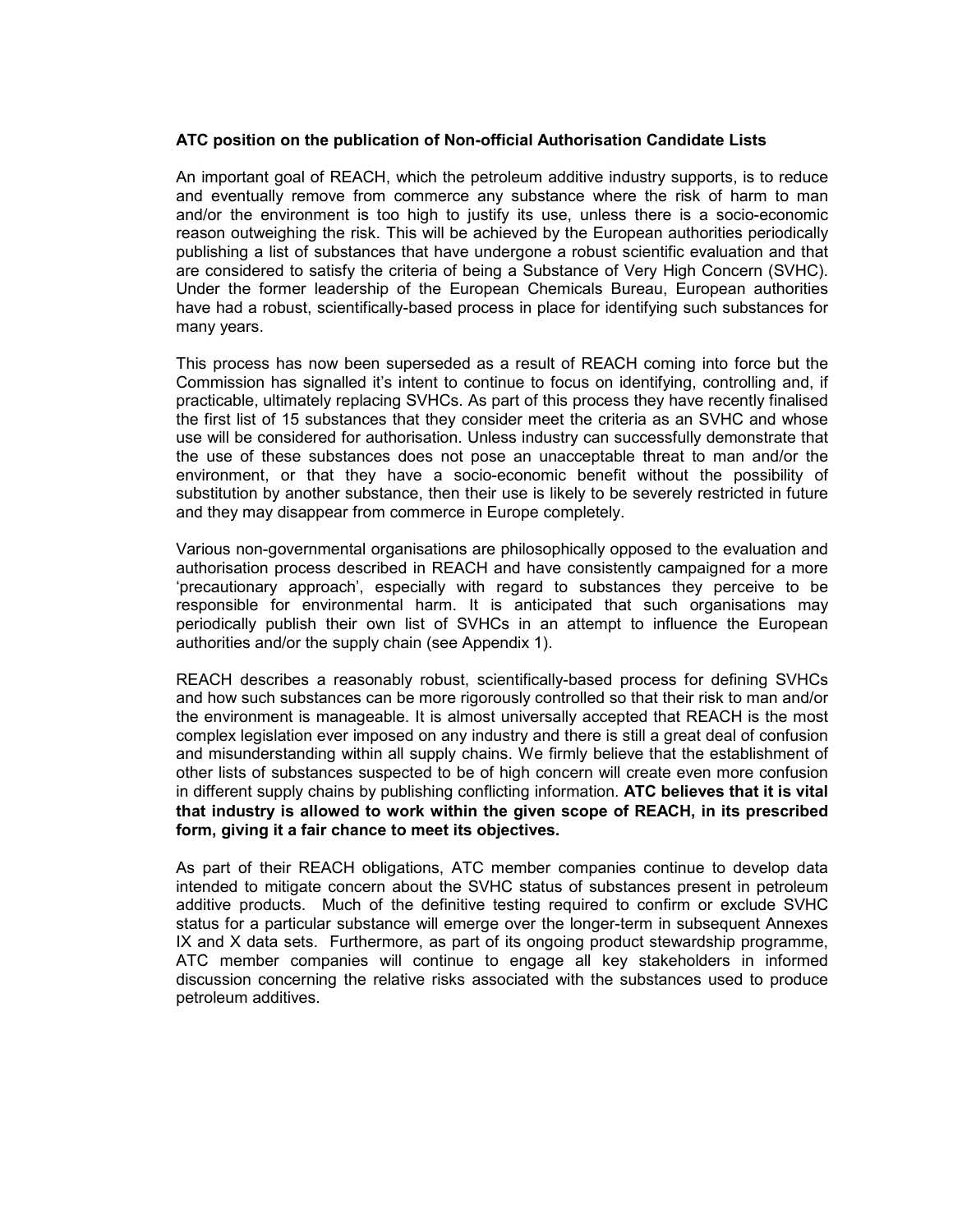**ATC position on the publication of Non-official Authorisation Candidate Lists**

An important goal of REACH, which the petroleum additive industry supports, is to reduce and eventually remove from commerce any substance where the risk of harm to man and/or the environment is too high to justify its use, unless there is a socio-economic reason outweighing the risk. This will be achieved by the European authorities periodically publishing a list of substances that have undergone a robust scientific evaluation and that are considered to satisfy the criteria of being a Substance of Very High Concern (SVHC). Under the former leadership of the European Chemicals Bureau, European authorities have had a robust, scientifically-based process in place for identifying such substances for many years.

This process has now been superseded as a result of REACH coming into force but the Commission has signalled it's intent to continue to focus on identifying, controlling and, if practicable, ultimately replacing SVHCs. As part of this process they have recently finalised the first list of 15 substances that they consider meet the criteria as an SVHC and whose use will be considered for authorisation. Unless industry can successfully demonstrate that the use of these substances does not pose an unacceptable threat to man and/or the environment, or that they have a socio-economic benefit without the possibility of substitution by another substance, then their use is likely to be severely restricted in future and they may disappear from commerce in Europe completely.

Various non-governmental organisations are philosophically opposed to the evaluation and authorisation process described in REACH and have consistently campaigned for a more 'precautionary approach', especially with regard to substances they perceive to be responsible for environmental harm. It is anticipated that such organisations may periodically publish their own list of SVHCs in an attempt to influence the European authorities and/or the supply chain (see Appendix 1).

REACH describes a reasonably robust, scientifically-based process for defining SVHCs and how such substances can be more rigorously controlled so that their risk to man and/or the environment is manageable. It is almost universally accepted that REACH is the most complex legislation ever imposed on any industry and there is still a great deal of confusion and misunderstanding within all supply chains. We firmly believe that the establishment of other lists of substances suspected to be of high concern will create even more confusion in different supply chains by publishing conflicting information. **ATC believes that it is vital that industry is allowed to work within the given scope of REACH, in its prescribed form, giving it a fair chance to meet its objectives.**

As part of their REACH obligations, ATC member companies continue to develop data intended to mitigate concern about the SVHC status of substances present in petroleum additive products. Much of the definitive testing required to confirm or exclude SVHC status for a particular substance will emerge over the longer-term in subsequent Annexes IX and X data sets. Furthermore, as part of its ongoing product stewardship programme, ATC member companies will continue to engage all key stakeholders in informed discussion concerning the relative risks associated with the substances used to produce petroleum additives.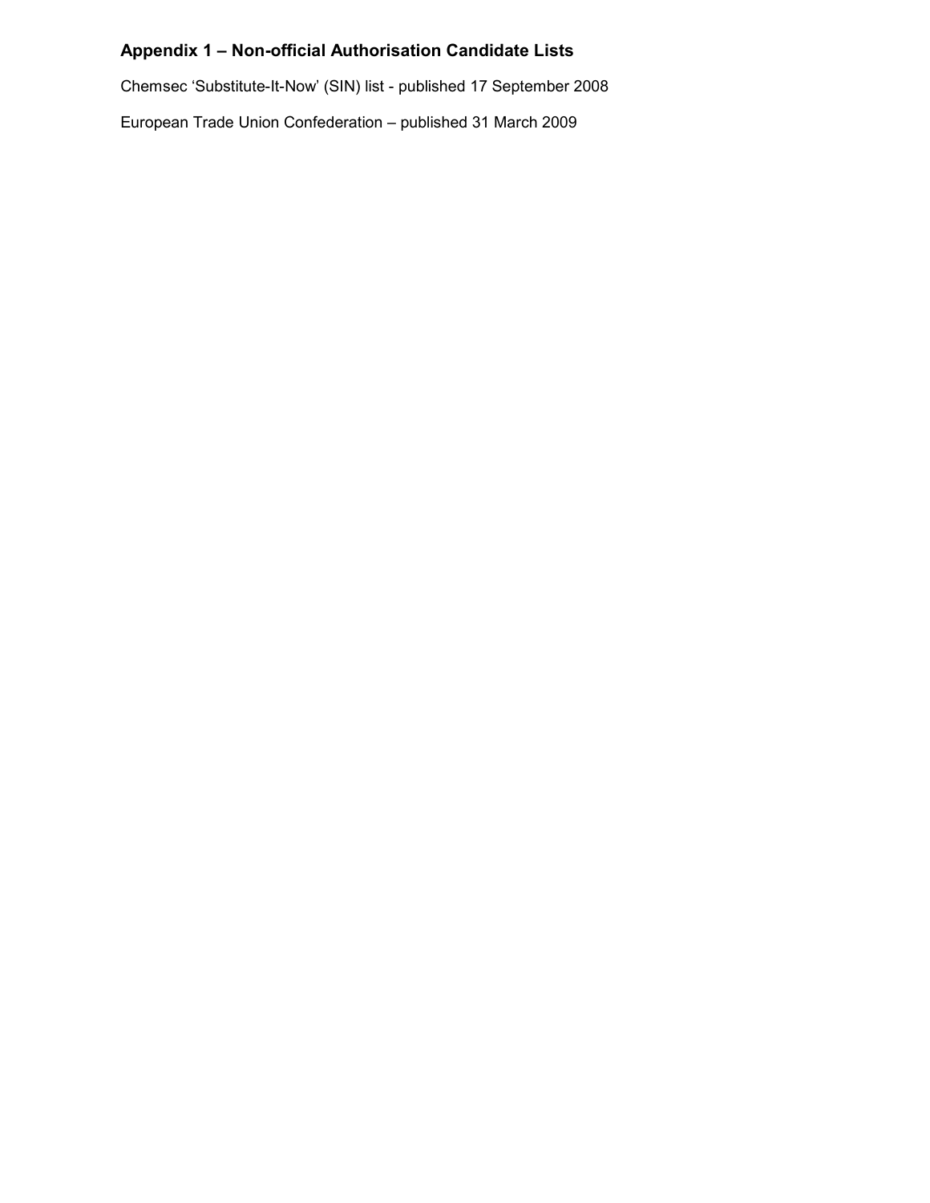## Appendix 1 – Non-official Authorisation Candidate Lists

Chemsec 'Substitute-It-Now' (SIN) list - published 17 September 2008

European Trade Union Confederation – published 31 March 2009